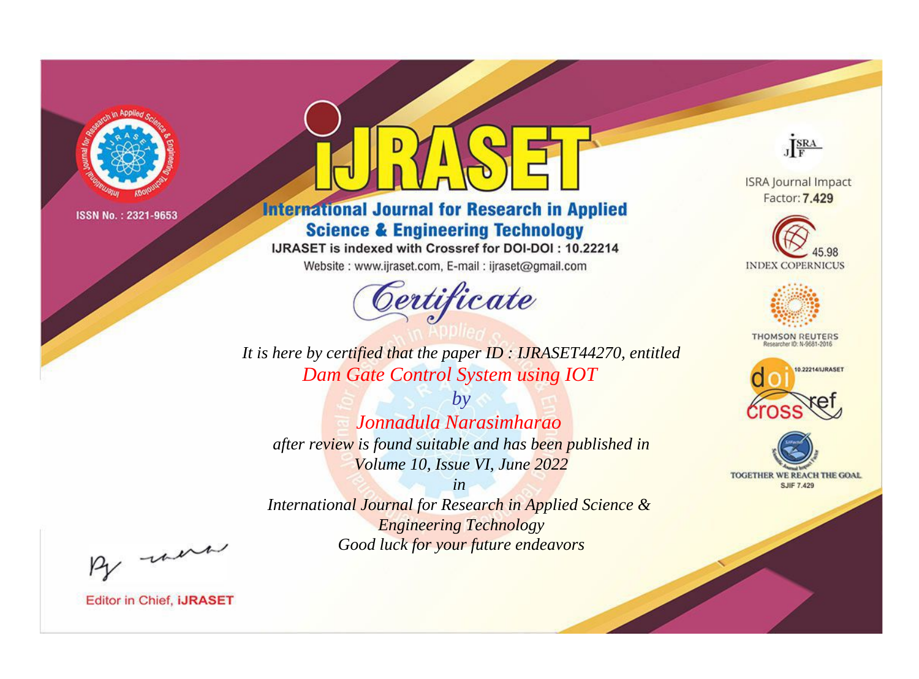ISSN No. : 2321-9653

# IJRASET

## International Journal for Research in Applied Science & Engineering Technology

IJRASET is indexed with Crossref for DOI-DOI : 10.22214

Website : www.ijraset.com, E-mail : ijraset@gmail.com

ISRA Journal Impact Factor: **7.429**

45.98 INDEX COPERNICUS

THOMSON REUTERS Researcher ID: N-9681-2016

10.22214/IJRASET

TOGETHER WE REACH THE GOAL SJIF 7.429

# *Certificate*

*It is here by certified that the paper ID : IJRASET44270, entitled*

*Dam Gate Control System using IOT*

*by*

*Jonnadula Narasimharao*

*after review is found suitable and has been published in*

*Volume 10, Issue VI, June 2022*

*in*

*International Journal for Research in Applied Science & Engineering Technology*

*Good luck for your future endeavors*

Editor in Chief, **iJRASET**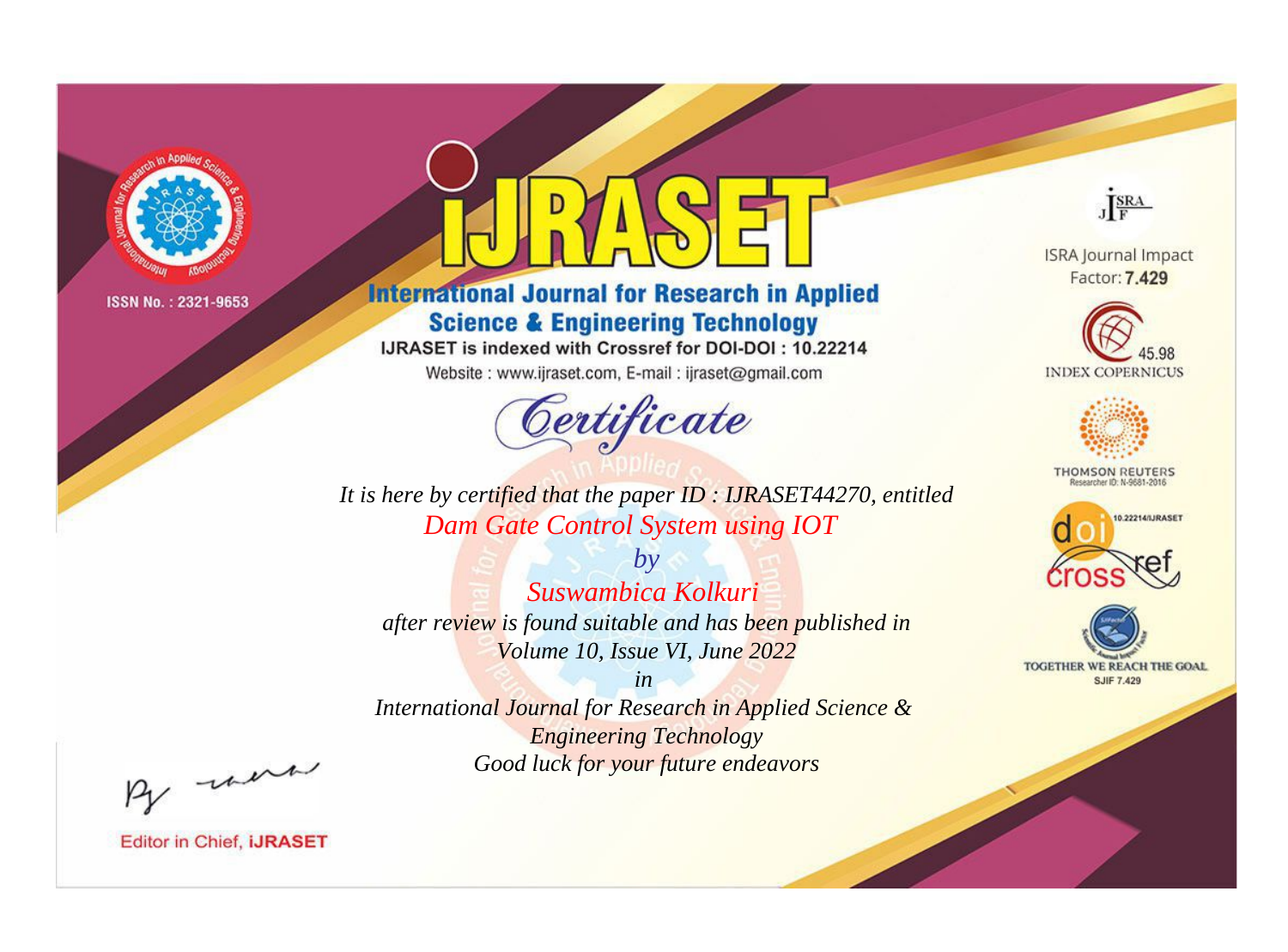ISSN No. : 2321-9653

# IJRASET

## International Journal for Research in Applied Science & Engineering Technology

IJRASET is indexed with Crossref for DOI-DOI : 10.22214

Website : www.ijraset.com, E-mail : ijraset@gmail.com

## Certificate

*It is here by certified that the paper ID : IJRASET44270, entitled*

*Dam Gate Control System using IOT*

*by*

*Suswambica Kolkuri*

*after review is found suitable and has been published in*

*Volume 10, Issue VI, June 2022*

*in*

*International Journal for Research in Applied Science & Engineering Technology*

*Good luck for your future endeavors*

ISRA Journal Impact Factor: **7.429**

45.98 INDEX COPERNICUS

THOMSON REUTERS
Researcher ID: N-9681-2016

10.22214/IJRASET

TOGETHER WE REACH THE GOAL
SJIF 7.429

Editor in Chief, **iJRASET**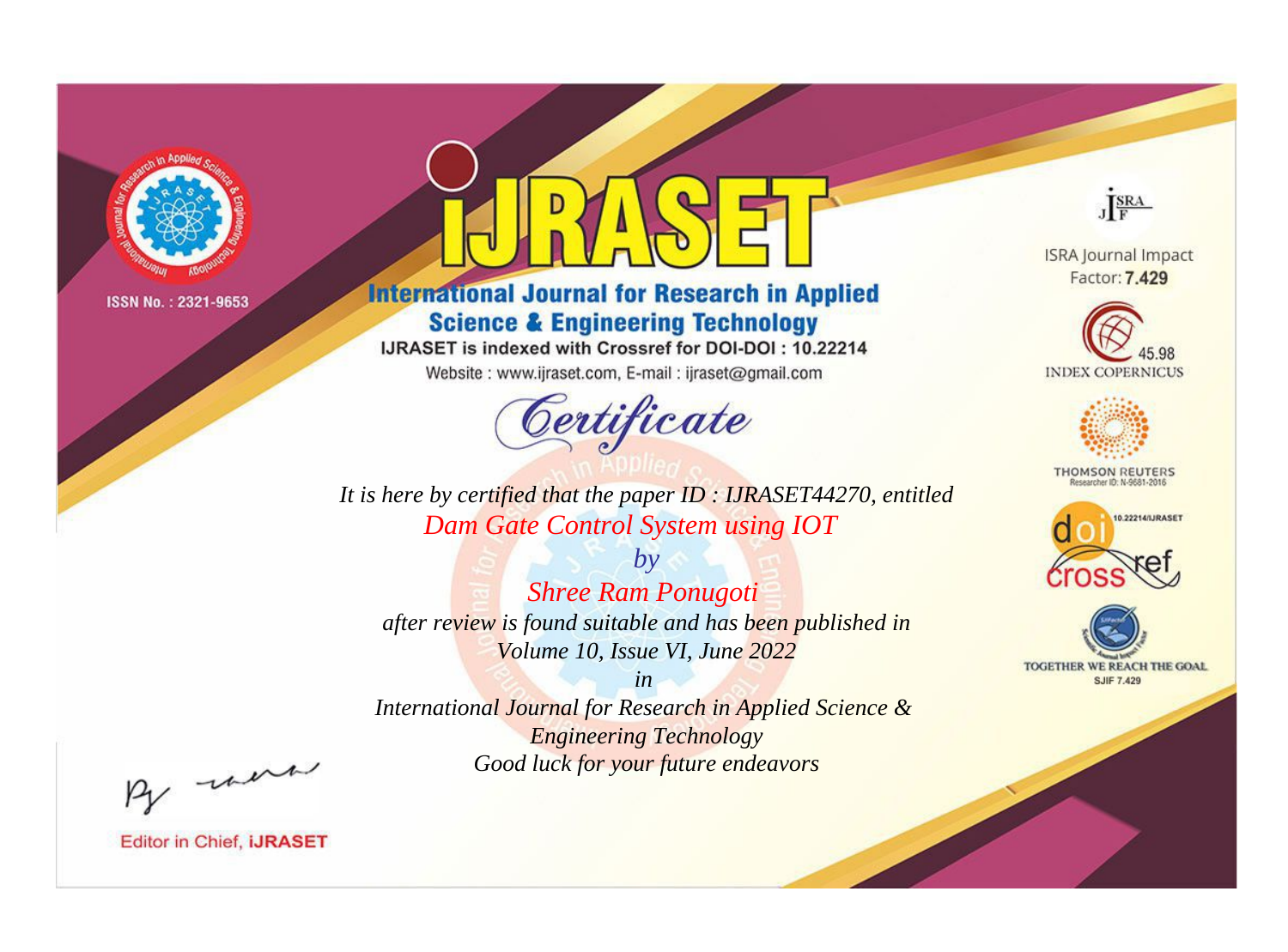ISSN No. : 2321-9653

# iJRASET

## International Journal for Research in Applied Science & Engineering Technology

IJRASET is indexed with Crossref for DOI-DOI : 10.22214

Website : www.ijraset.com, E-mail : ijraset@gmail.com

ISRA Journal Impact Factor: **7.429**

45.98 INDEX COPERNICUS

THOMSON REUTERS Researcher ID: N-9681-2016

10.22214/IJRASET

TOGETHER WE REACH THE GOAL SJIF 7.429

*Certificate*

*It is here by certified that the paper ID : IJRASET44270, entitled*

*Dam Gate Control System using IOT*

*by*

*Shree Ram Ponugoti*

*after review is found suitable and has been published in*

*Volume 10, Issue VI, June 2022*

*in*

*International Journal for Research in Applied Science & Engineering Technology*

*Good luck for your future endeavors*

Editor in Chief, **iJRASET**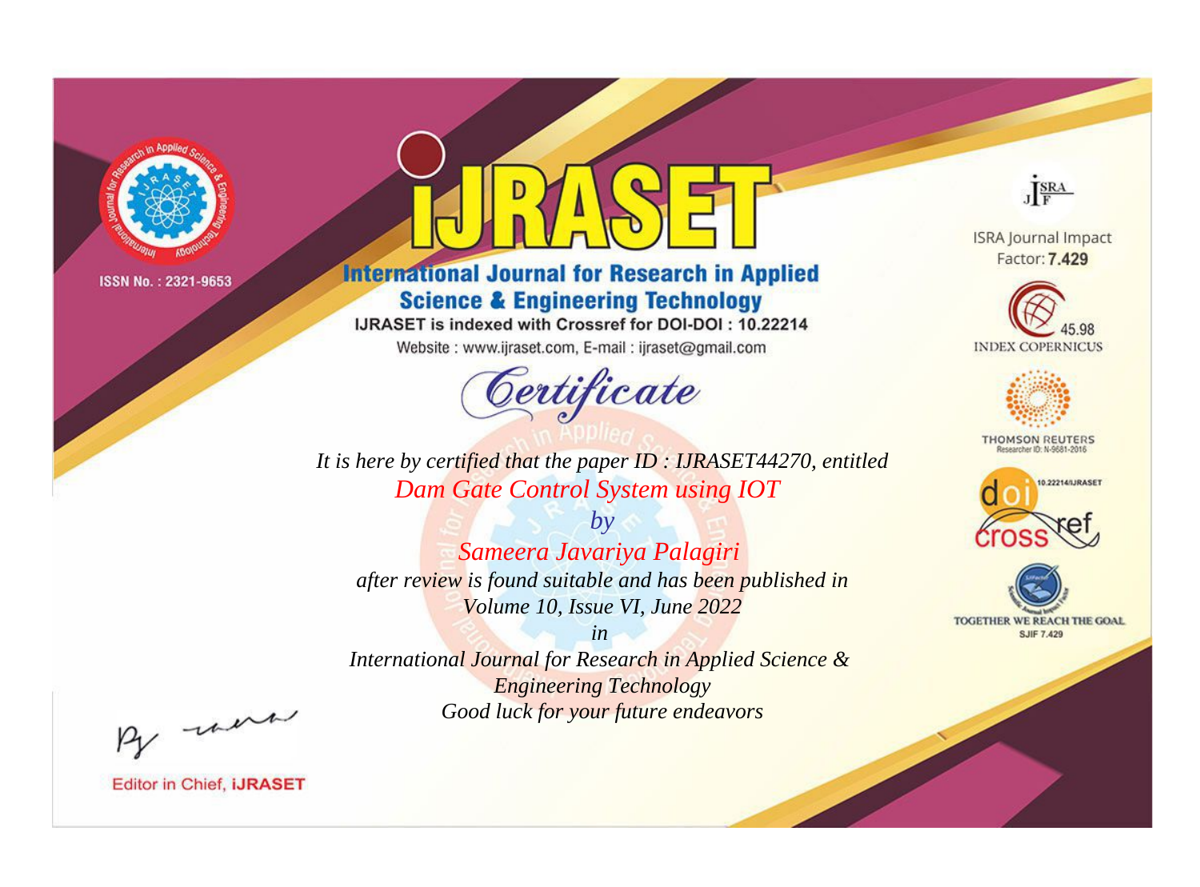ISSN No. : 2321-9653

# IJRASET

## International Journal for Research in Applied Science & Engineering Technology

IJRASET is indexed with Crossref for DOI-DOI : 10.22214

Website : www.ijraset.com, E-mail : ijraset@gmail.com

ISRA Journal Impact Factor: **7.429**

45.98 INDEX COPERNICUS

THOMSON REUTERS Researcher ID: N-9681-2016

10.22214/IJRASET

TOGETHER WE REACH THE GOAL SJIF 7.429

*Certificate*

*It is here by certified that the paper ID : IJRASET44270, entitled*

*Dam Gate Control System using IOT*

*by*

*Sameera Javariya Palagiri*

*after review is found suitable and has been published in*

*Volume 10, Issue VI, June 2022*

*in*

*International Journal for Research in Applied Science & Engineering Technology*

*Good luck for your future endeavors*

Editor in Chief, **IJRASET**